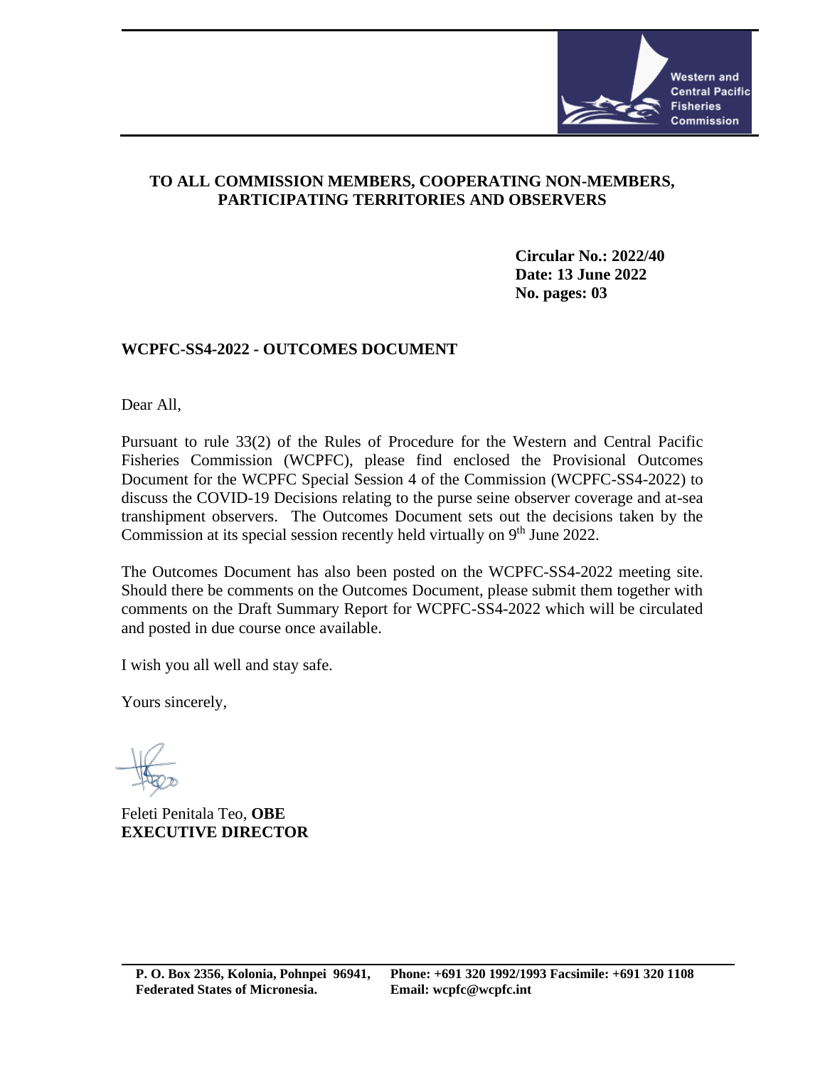Western and Central Pacific Fisheries Commission

**TO ALL COMMISSION MEMBERS, COOPERATING NON-MEMBERS, PARTICIPATING TERRITORIES AND OBSERVERS**

**Circular No.: 2022/40**
**Date: 13 June 2022**
**No. pages: 03**

**WCPFC-SS4-2022 - OUTCOMES DOCUMENT**

Dear All,

Pursuant to rule 33(2) of the Rules of Procedure for the Western and Central Pacific Fisheries Commission (WCPFC), please find enclosed the Provisional Outcomes Document for the WCPFC Special Session 4 of the Commission (WCPFC-SS4-2022) to discuss the COVID-19 Decisions relating to the purse seine observer coverage and at-sea transhipment observers. The Outcomes Document sets out the decisions taken by the Commission at its special session recently held virtually on 9th June 2022.

The Outcomes Document has also been posted on the WCPFC-SS4-2022 meeting site. Should there be comments on the Outcomes Document, please submit them together with comments on the Draft Summary Report for WCPFC-SS4-2022 which will be circulated and posted in due course once available.

I wish you all well and stay safe.

Yours sincerely,

Feleti Penitala Teo, **OBE**
**EXECUTIVE DIRECTOR**

**P. O. Box 2356, Kolonia, Pohnpei 96941, Federated States of Micronesia.**
**Phone: +691 320 1992/1993 Facsimile: +691 320 1108**
**Email: wcpfc@wcpfc.int**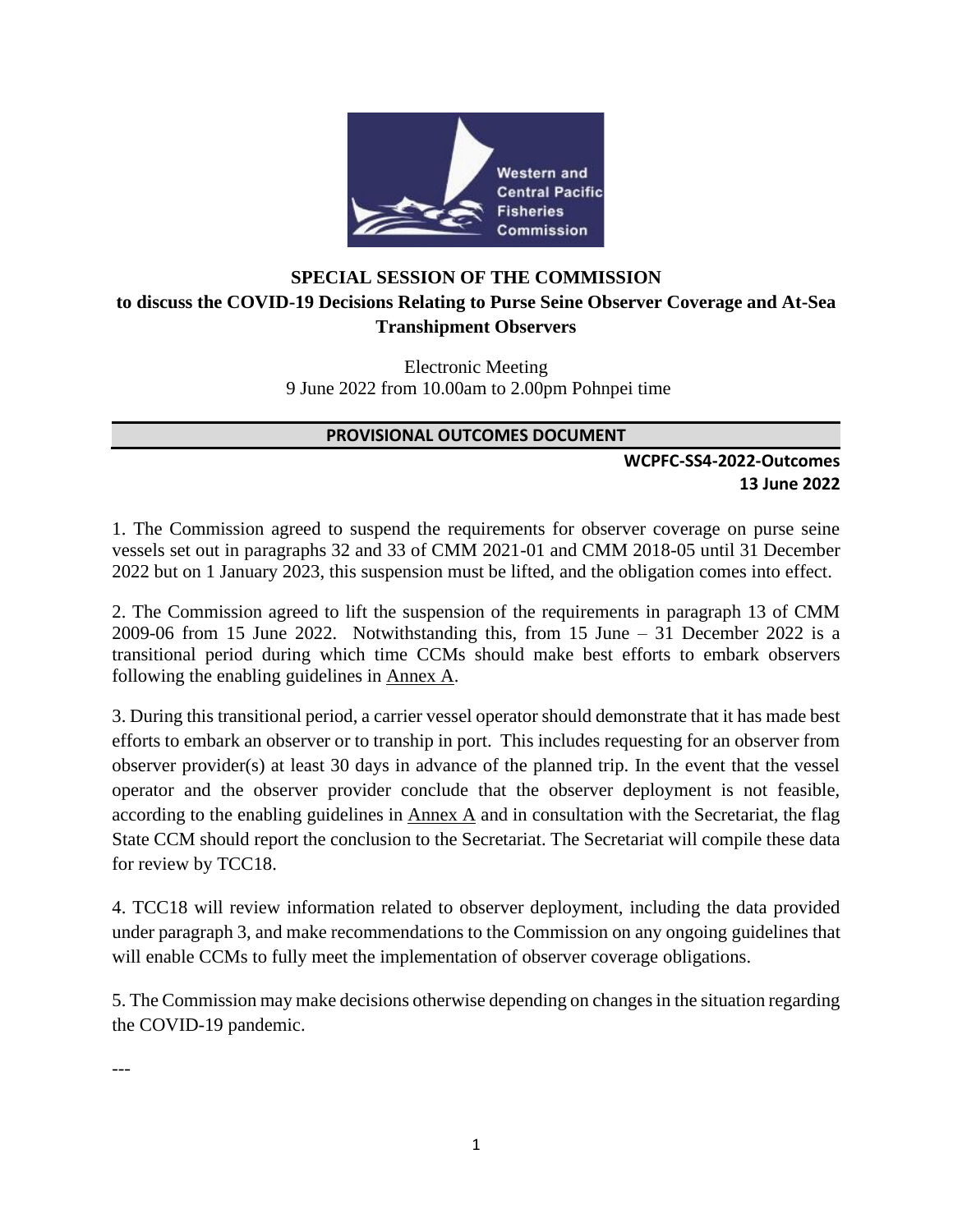## SPECIAL SESSION OF THE COMMISSION
### to discuss the COVID-19 Decisions Relating to Purse Seine Observer Coverage and At-Sea Transhipment Observers

Electronic Meeting
9 June 2022 from 10.00am to 2.00pm Pohnpei time

**PROVISIONAL OUTCOMES DOCUMENT**

**WCPFC-SS4-2022-Outcomes**
**13 June 2022**

1. The Commission agreed to suspend the requirements for observer coverage on purse seine vessels set out in paragraphs 32 and 33 of CMM 2021-01 and CMM 2018-05 until 31 December 2022 but on 1 January 2023, this suspension must be lifted, and the obligation comes into effect.

2. The Commission agreed to lift the suspension of the requirements in paragraph 13 of CMM 2009-06 from 15 June 2022. Notwithstanding this, from 15 June – 31 December 2022 is a transitional period during which time CCMs should make best efforts to embark observers following the enabling guidelines in Annex A.

3. During this transitional period, a carrier vessel operator should demonstrate that it has made best efforts to embark an observer or to tranship in port. This includes requesting for an observer from observer provider(s) at least 30 days in advance of the planned trip. In the event that the vessel operator and the observer provider conclude that the observer deployment is not feasible, according to the enabling guidelines in Annex A and in consultation with the Secretariat, the flag State CCM should report the conclusion to the Secretariat. The Secretariat will compile these data for review by TCC18.

4. TCC18 will review information related to observer deployment, including the data provided under paragraph 3, and make recommendations to the Commission on any ongoing guidelines that will enable CCMs to fully meet the implementation of observer coverage obligations.

5. The Commission may make decisions otherwise depending on changes in the situation regarding the COVID-19 pandemic.

---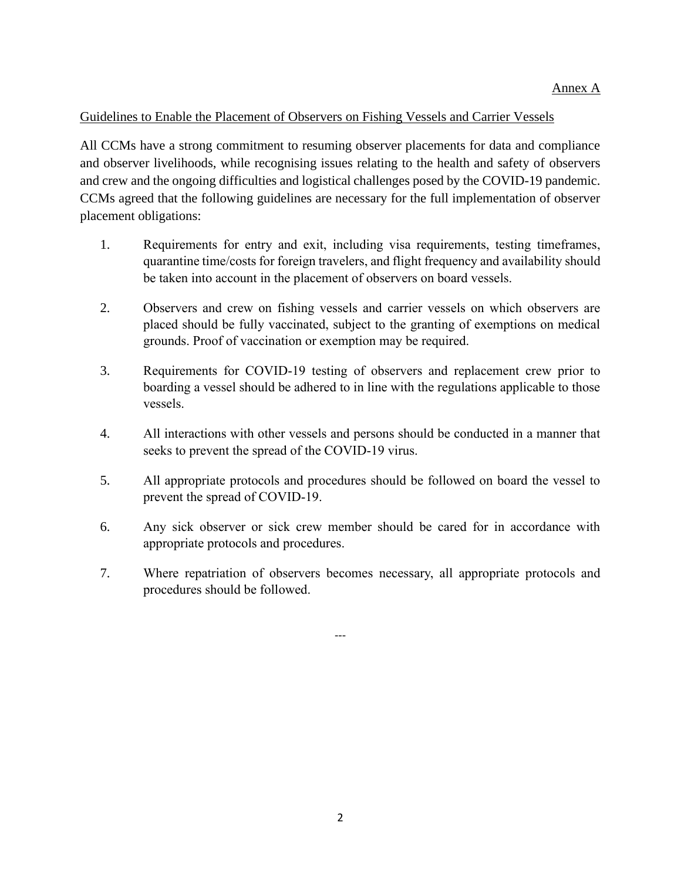Annex A

Guidelines to Enable the Placement of Observers on Fishing Vessels and Carrier Vessels

All CCMs have a strong commitment to resuming observer placements for data and compliance and observer livelihoods, while recognising issues relating to the health and safety of observers and crew and the ongoing difficulties and logistical challenges posed by the COVID-19 pandemic. CCMs agreed that the following guidelines are necessary for the full implementation of observer placement obligations:

1. Requirements for entry and exit, including visa requirements, testing timeframes, quarantine time/costs for foreign travelers, and flight frequency and availability should be taken into account in the placement of observers on board vessels.

2. Observers and crew on fishing vessels and carrier vessels on which observers are placed should be fully vaccinated, subject to the granting of exemptions on medical grounds. Proof of vaccination or exemption may be required.

3. Requirements for COVID-19 testing of observers and replacement crew prior to boarding a vessel should be adhered to in line with the regulations applicable to those vessels.

4. All interactions with other vessels and persons should be conducted in a manner that seeks to prevent the spread of the COVID-19 virus.

5. All appropriate protocols and procedures should be followed on board the vessel to prevent the spread of COVID-19.

6. Any sick observer or sick crew member should be cared for in accordance with appropriate protocols and procedures.

7. Where repatriation of observers becomes necessary, all appropriate protocols and procedures should be followed.

---